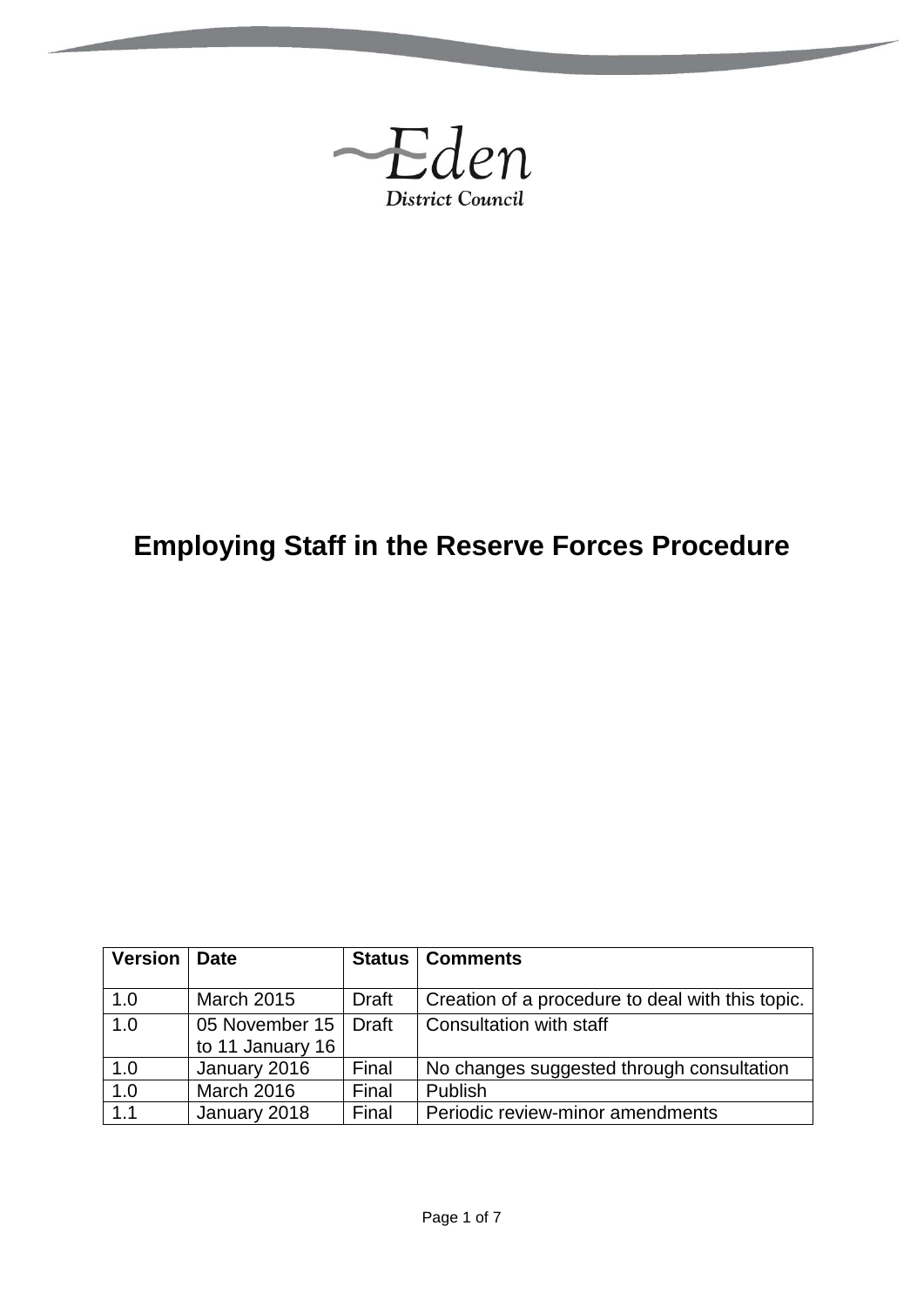Eden District Council

# Employing Staff in the Reserve Forces Procedure

| Version | Date | Status | Comments |
|---|---|---|---|
| 1.0 | March 2015 | Draft | Creation of a procedure to deal with this topic. |
| 1.0 | 05 November 15 to 11 January 16 | Draft | Consultation with staff |
| 1.0 | January 2016 | Final | No changes suggested through consultation |
| 1.0 | March 2016 | Final | Publish |
| 1.1 | January 2018 | Final | Periodic review-minor amendments |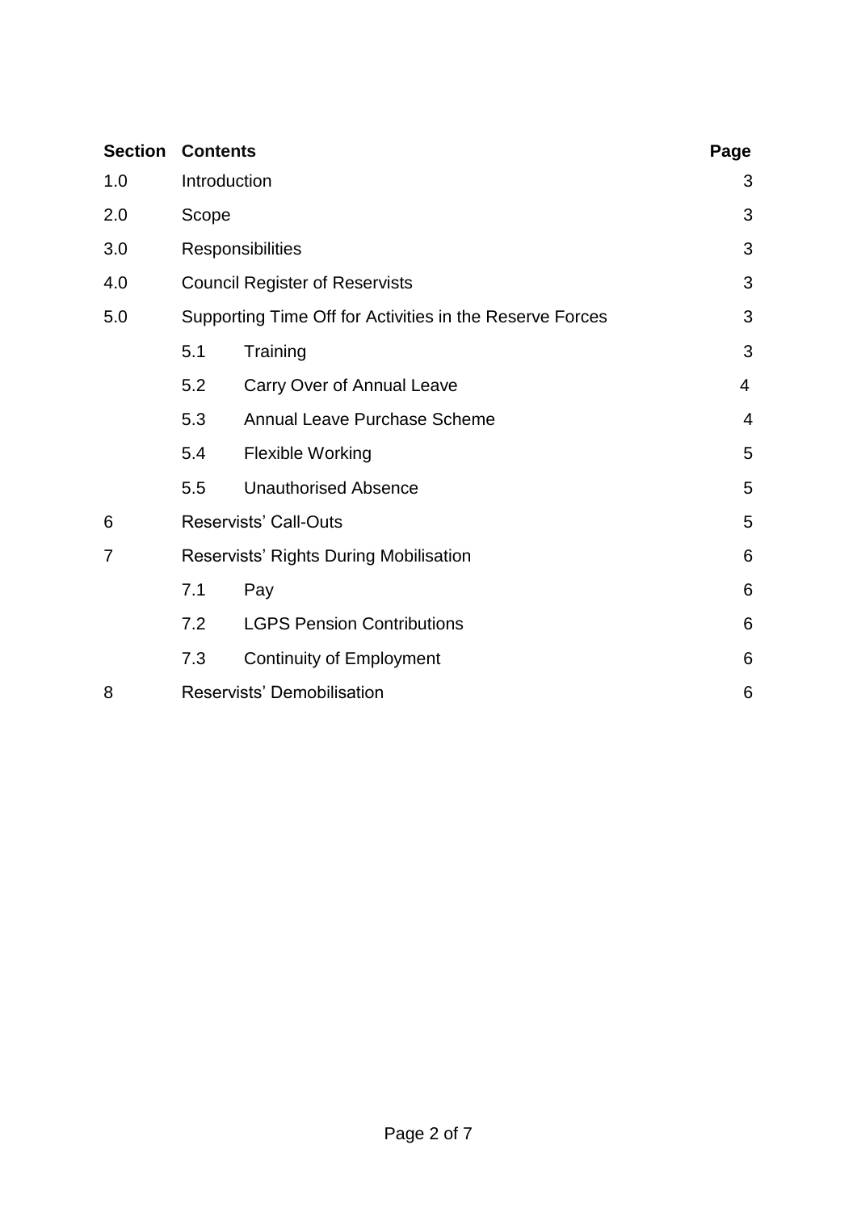| Section | Contents | | Page |
|---|---|---|---|
| 1.0 | Introduction | | 3 |
| 2.0 | Scope | | 3 |
| 3.0 | Responsibilities | | 3 |
| 4.0 | Council Register of Reservists | | 3 |
| 5.0 | Supporting Time Off for Activities in the Reserve Forces | | 3 |
| | 5.1 | Training | 3 |
| | 5.2 | Carry Over of Annual Leave | 4 |
| | 5.3 | Annual Leave Purchase Scheme | 4 |
| | 5.4 | Flexible Working | 5 |
| | 5.5 | Unauthorised Absence | 5 |
| 6 | Reservists' Call-Outs | | 5 |
| 7 | Reservists' Rights During Mobilisation | | 6 |
| | 7.1 | Pay | 6 |
| | 7.2 | LGPS Pension Contributions | 6 |
| | 7.3 | Continuity of Employment | 6 |
| 8 | Reservists' Demobilisation | | 6 |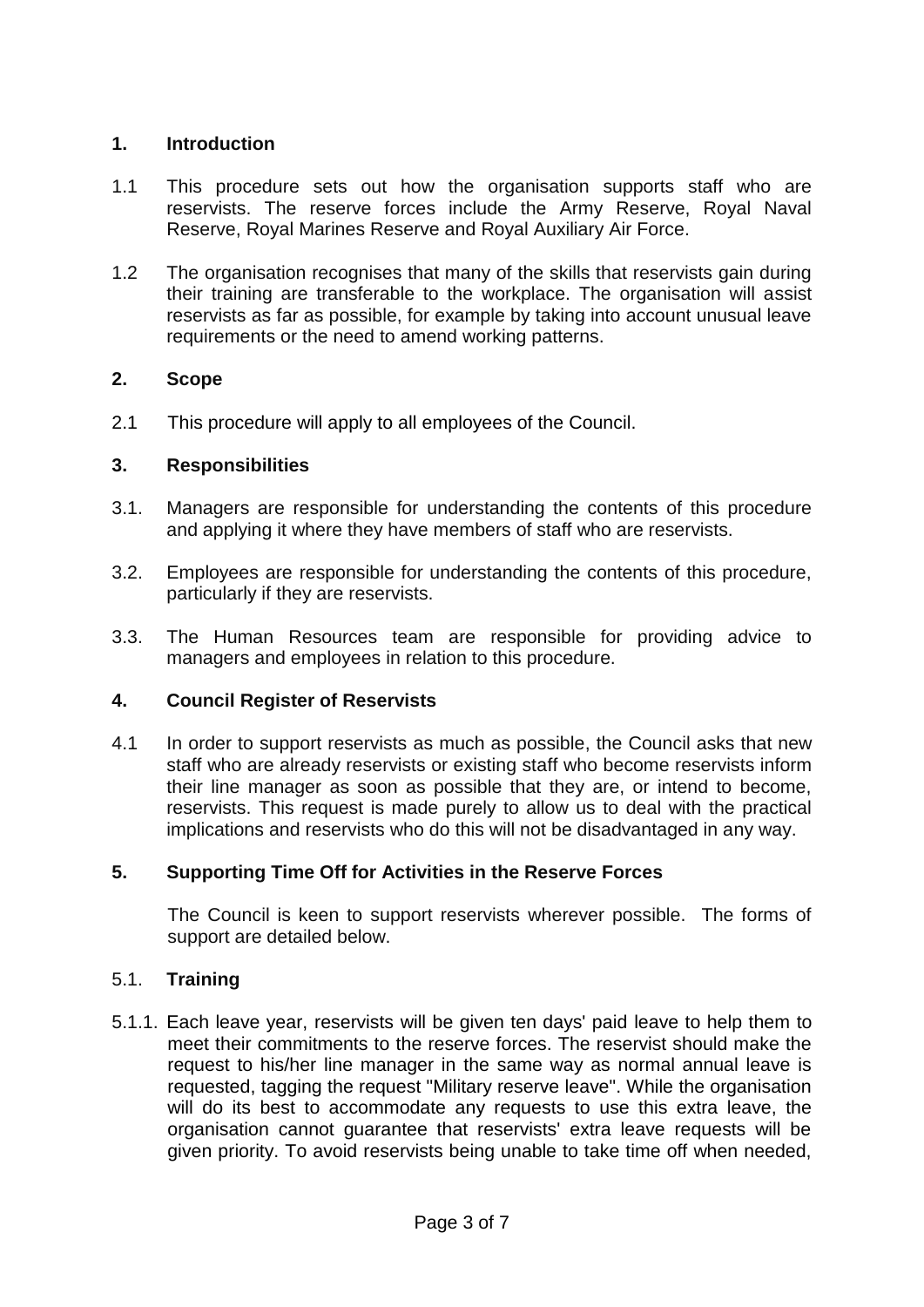## 1. Introduction

1.1 This procedure sets out how the organisation supports staff who are reservists. The reserve forces include the Army Reserve, Royal Naval Reserve, Royal Marines Reserve and Royal Auxiliary Air Force.

1.2 The organisation recognises that many of the skills that reservists gain during their training are transferable to the workplace. The organisation will assist reservists as far as possible, for example by taking into account unusual leave requirements or the need to amend working patterns.

## 2. Scope

2.1 This procedure will apply to all employees of the Council.

## 3. Responsibilities

3.1. Managers are responsible for understanding the contents of this procedure and applying it where they have members of staff who are reservists.

3.2. Employees are responsible for understanding the contents of this procedure, particularly if they are reservists.

3.3. The Human Resources team are responsible for providing advice to managers and employees in relation to this procedure.

## 4. Council Register of Reservists

4.1 In order to support reservists as much as possible, the Council asks that new staff who are already reservists or existing staff who become reservists inform their line manager as soon as possible that they are, or intend to become, reservists. This request is made purely to allow us to deal with the practical implications and reservists who do this will not be disadvantaged in any way.

## 5. Supporting Time Off for Activities in the Reserve Forces

The Council is keen to support reservists wherever possible. The forms of support are detailed below.

### 5.1. Training

5.1.1. Each leave year, reservists will be given ten days' paid leave to help them to meet their commitments to the reserve forces. The reservist should make the request to his/her line manager in the same way as normal annual leave is requested, tagging the request "Military reserve leave". While the organisation will do its best to accommodate any requests to use this extra leave, the organisation cannot guarantee that reservists' extra leave requests will be given priority. To avoid reservists being unable to take time off when needed,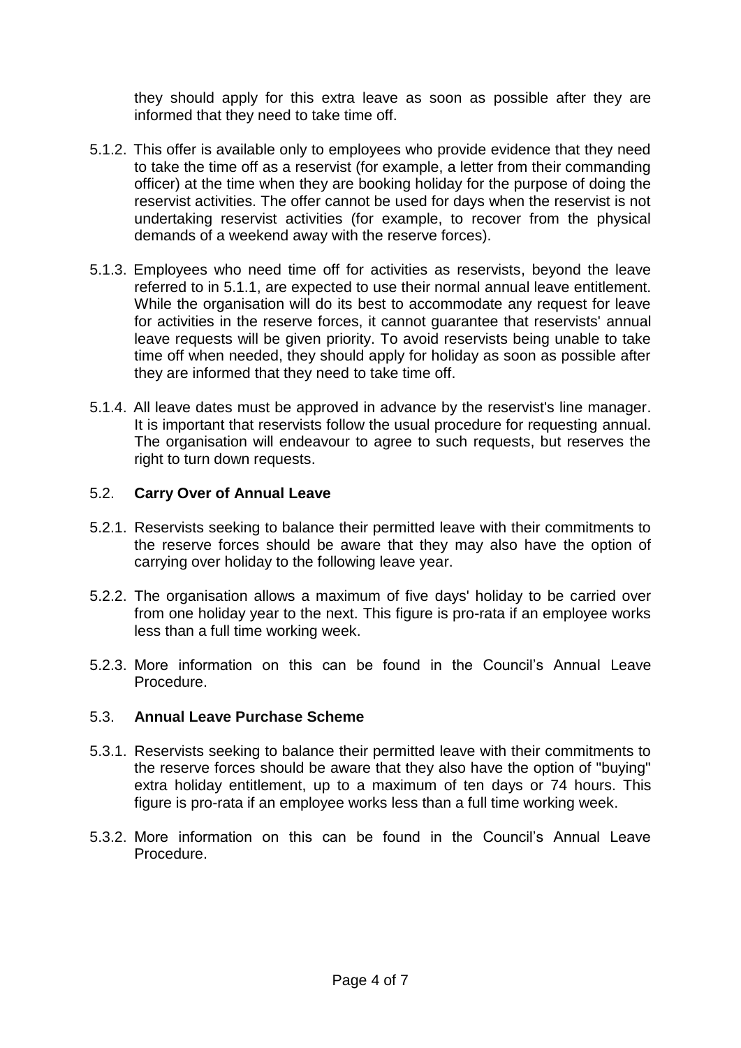they should apply for this extra leave as soon as possible after they are informed that they need to take time off.

5.1.2. This offer is available only to employees who provide evidence that they need to take the time off as a reservist (for example, a letter from their commanding officer) at the time when they are booking holiday for the purpose of doing the reservist activities. The offer cannot be used for days when the reservist is not undertaking reservist activities (for example, to recover from the physical demands of a weekend away with the reserve forces).

5.1.3. Employees who need time off for activities as reservists, beyond the leave referred to in 5.1.1, are expected to use their normal annual leave entitlement. While the organisation will do its best to accommodate any request for leave for activities in the reserve forces, it cannot guarantee that reservists' annual leave requests will be given priority. To avoid reservists being unable to take time off when needed, they should apply for holiday as soon as possible after they are informed that they need to take time off.

5.1.4. All leave dates must be approved in advance by the reservist's line manager. It is important that reservists follow the usual procedure for requesting annual. The organisation will endeavour to agree to such requests, but reserves the right to turn down requests.

### 5.2. **Carry Over of Annual Leave**

5.2.1. Reservists seeking to balance their permitted leave with their commitments to the reserve forces should be aware that they may also have the option of carrying over holiday to the following leave year.

5.2.2. The organisation allows a maximum of five days' holiday to be carried over from one holiday year to the next. This figure is pro-rata if an employee works less than a full time working week.

5.2.3. More information on this can be found in the Council's Annual Leave Procedure.

### 5.3. **Annual Leave Purchase Scheme**

5.3.1. Reservists seeking to balance their permitted leave with their commitments to the reserve forces should be aware that they also have the option of "buying" extra holiday entitlement, up to a maximum of ten days or 74 hours. This figure is pro-rata if an employee works less than a full time working week.

5.3.2. More information on this can be found in the Council's Annual Leave Procedure.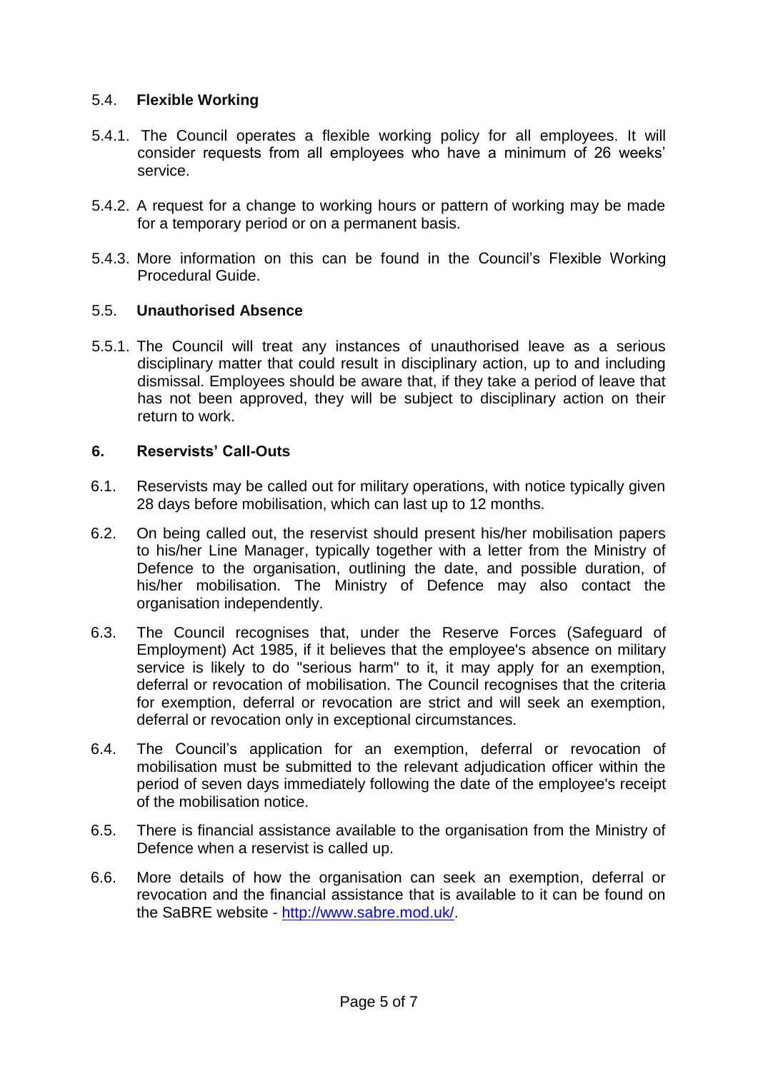### 5.4. Flexible Working

5.4.1. The Council operates a flexible working policy for all employees. It will consider requests from all employees who have a minimum of 26 weeks' service.

5.4.2. A request for a change to working hours or pattern of working may be made for a temporary period or on a permanent basis.

5.4.3. More information on this can be found in the Council's Flexible Working Procedural Guide.

### 5.5. Unauthorised Absence

5.5.1. The Council will treat any instances of unauthorised leave as a serious disciplinary matter that could result in disciplinary action, up to and including dismissal. Employees should be aware that, if they take a period of leave that has not been approved, they will be subject to disciplinary action on their return to work.

## 6. Reservists' Call-Outs

6.1. Reservists may be called out for military operations, with notice typically given 28 days before mobilisation, which can last up to 12 months.

6.2. On being called out, the reservist should present his/her mobilisation papers to his/her Line Manager, typically together with a letter from the Ministry of Defence to the organisation, outlining the date, and possible duration, of his/her mobilisation. The Ministry of Defence may also contact the organisation independently.

6.3. The Council recognises that, under the Reserve Forces (Safeguard of Employment) Act 1985, if it believes that the employee's absence on military service is likely to do "serious harm" to it, it may apply for an exemption, deferral or revocation of mobilisation. The Council recognises that the criteria for exemption, deferral or revocation are strict and will seek an exemption, deferral or revocation only in exceptional circumstances.

6.4. The Council's application for an exemption, deferral or revocation of mobilisation must be submitted to the relevant adjudication officer within the period of seven days immediately following the date of the employee's receipt of the mobilisation notice.

6.5. There is financial assistance available to the organisation from the Ministry of Defence when a reservist is called up.

6.6. More details of how the organisation can seek an exemption, deferral or revocation and the financial assistance that is available to it can be found on the SaBRE website - [http://www.sabre.mod.uk/](http://www.sabre.mod.uk/).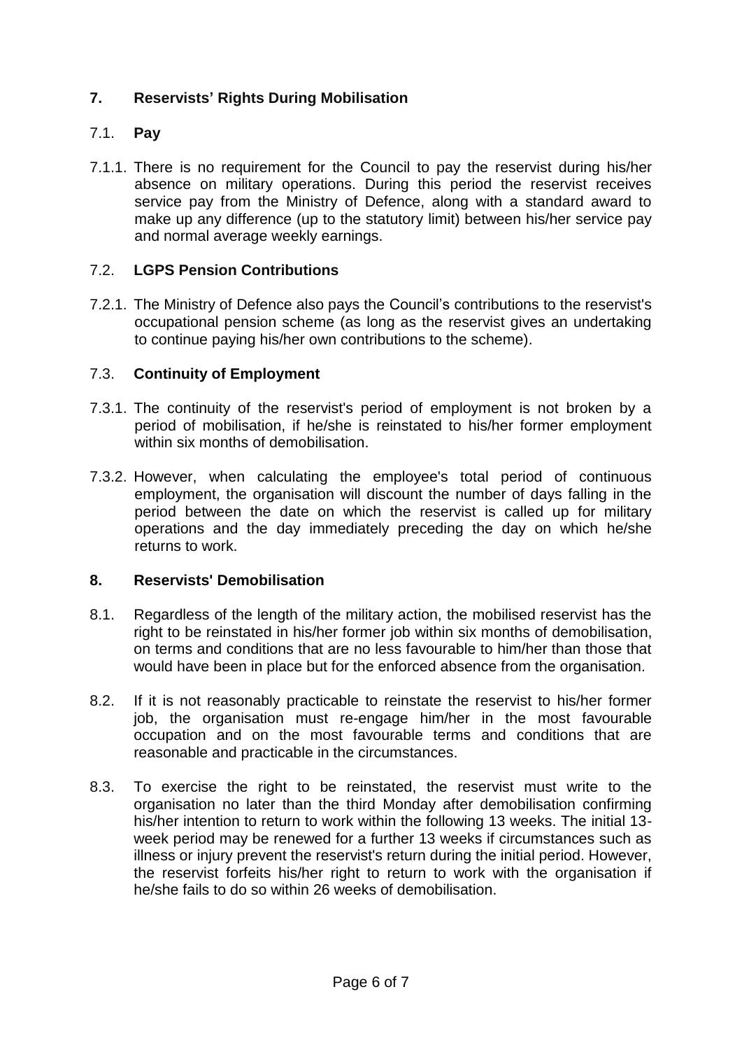## 7. Reservists' Rights During Mobilisation

### 7.1. Pay

7.1.1. There is no requirement for the Council to pay the reservist during his/her absence on military operations. During this period the reservist receives service pay from the Ministry of Defence, along with a standard award to make up any difference (up to the statutory limit) between his/her service pay and normal average weekly earnings.

### 7.2. LGPS Pension Contributions

7.2.1. The Ministry of Defence also pays the Council's contributions to the reservist's occupational pension scheme (as long as the reservist gives an undertaking to continue paying his/her own contributions to the scheme).

### 7.3. Continuity of Employment

7.3.1. The continuity of the reservist's period of employment is not broken by a period of mobilisation, if he/she is reinstated to his/her former employment within six months of demobilisation.

7.3.2. However, when calculating the employee's total period of continuous employment, the organisation will discount the number of days falling in the period between the date on which the reservist is called up for military operations and the day immediately preceding the day on which he/she returns to work.

## 8. Reservists' Demobilisation

8.1. Regardless of the length of the military action, the mobilised reservist has the right to be reinstated in his/her former job within six months of demobilisation, on terms and conditions that are no less favourable to him/her than those that would have been in place but for the enforced absence from the organisation.

8.2. If it is not reasonably practicable to reinstate the reservist to his/her former job, the organisation must re-engage him/her in the most favourable occupation and on the most favourable terms and conditions that are reasonable and practicable in the circumstances.

8.3. To exercise the right to be reinstated, the reservist must write to the organisation no later than the third Monday after demobilisation confirming his/her intention to return to work within the following 13 weeks. The initial 13-week period may be renewed for a further 13 weeks if circumstances such as illness or injury prevent the reservist's return during the initial period. However, the reservist forfeits his/her right to return to work with the organisation if he/she fails to do so within 26 weeks of demobilisation.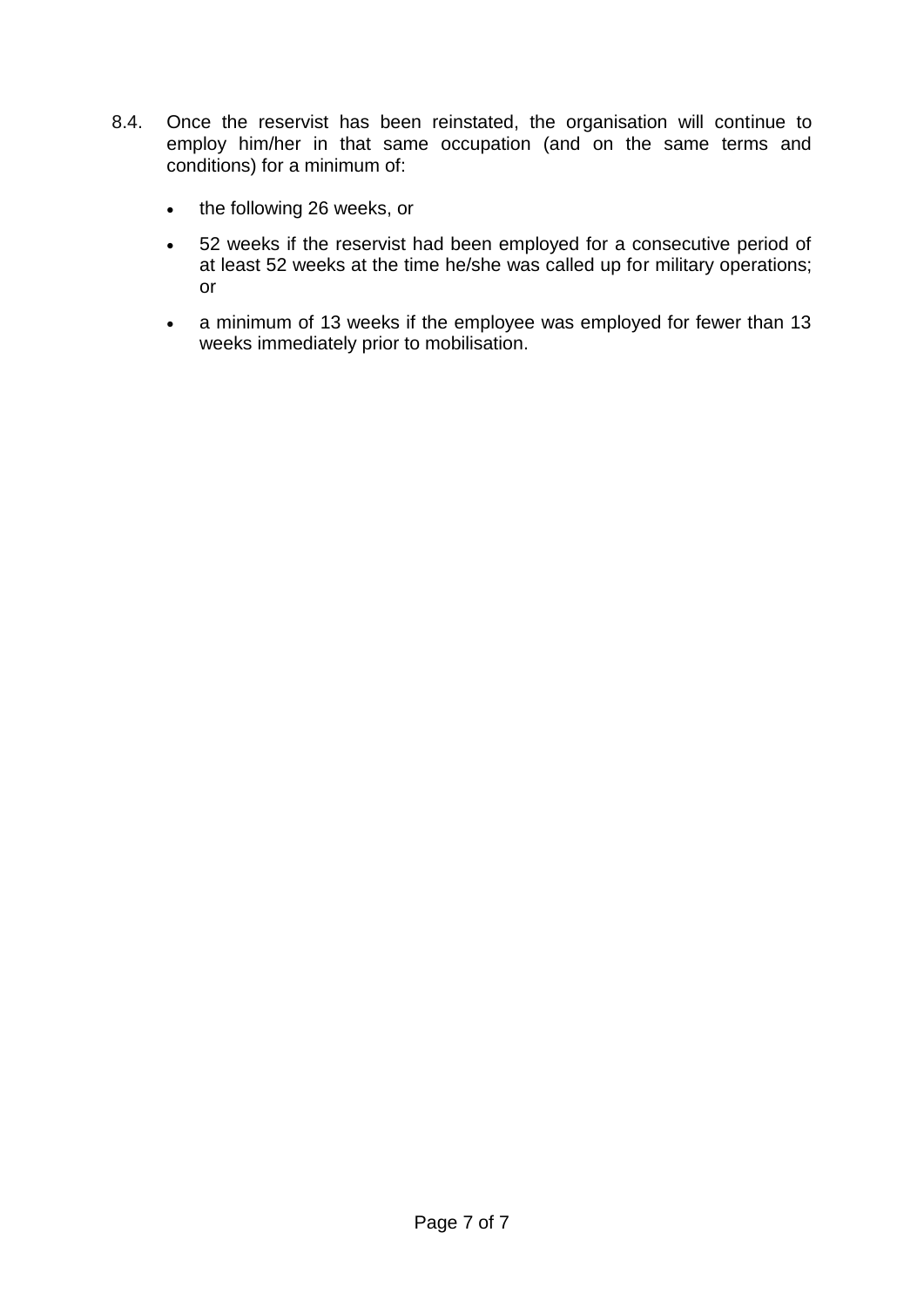8.4. Once the reservist has been reinstated, the organisation will continue to employ him/her in that same occupation (and on the same terms and conditions) for a minimum of:

- the following 26 weeks, or
- 52 weeks if the reservist had been employed for a consecutive period of at least 52 weeks at the time he/she was called up for military operations; or
- a minimum of 13 weeks if the employee was employed for fewer than 13 weeks immediately prior to mobilisation.